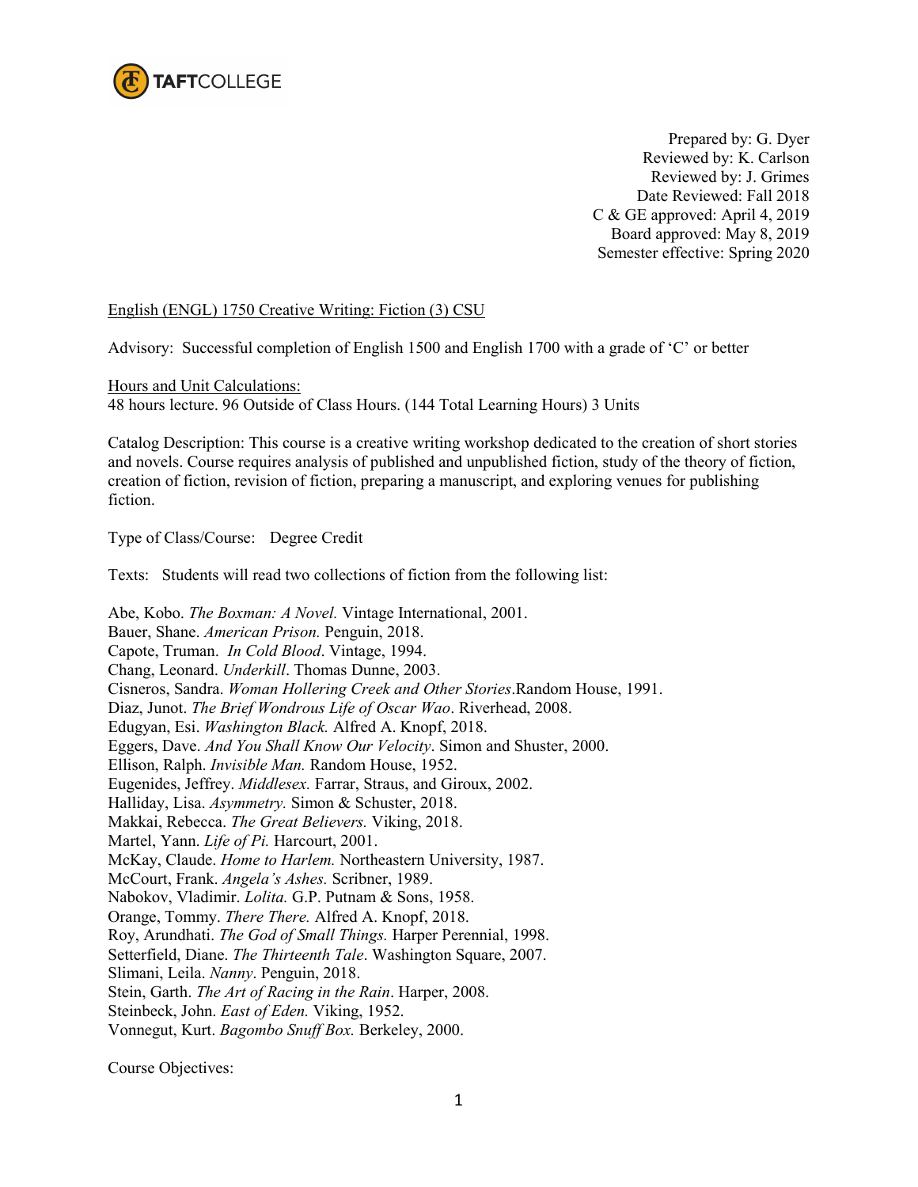TAFTCOLLEGE

Prepared by: G. Dyer
Reviewed by: K. Carlson
Reviewed by: J. Grimes
Date Reviewed: Fall 2018
C & GE approved: April 4, 2019
Board approved: May 8, 2019
Semester effective: Spring 2020

English (ENGL) 1750 Creative Writing: Fiction (3) CSU

Advisory: Successful completion of English 1500 and English 1700 with a grade of 'C' or better

Hours and Unit Calculations:
48 hours lecture. 96 Outside of Class Hours. (144 Total Learning Hours) 3 Units

Catalog Description: This course is a creative writing workshop dedicated to the creation of short stories and novels. Course requires analysis of published and unpublished fiction, study of the theory of fiction, creation of fiction, revision of fiction, preparing a manuscript, and exploring venues for publishing fiction.

Type of Class/Course: Degree Credit

Texts: Students will read two collections of fiction from the following list:

Abe, Kobo. *The Boxman: A Novel.* Vintage International, 2001.
Bauer, Shane. *American Prison.* Penguin, 2018.
Capote, Truman. *In Cold Blood*. Vintage, 1994.
Chang, Leonard. *Underkill*. Thomas Dunne, 2003.
Cisneros, Sandra. *Woman Hollering Creek and Other Stories*.Random House, 1991.
Diaz, Junot. *The Brief Wondrous Life of Oscar Wao*. Riverhead, 2008.
Edugyan, Esi. *Washington Black.* Alfred A. Knopf, 2018.
Eggers, Dave. *And You Shall Know Our Velocity*. Simon and Shuster, 2000.
Ellison, Ralph. *Invisible Man.* Random House, 1952.
Eugenides, Jeffrey. *Middlesex.* Farrar, Straus, and Giroux, 2002.
Halliday, Lisa. *Asymmetry.* Simon & Schuster, 2018.
Makkai, Rebecca. *The Great Believers.* Viking, 2018.
Martel, Yann. *Life of Pi.* Harcourt, 2001.
McKay, Claude. *Home to Harlem.* Northeastern University, 1987.
McCourt, Frank. *Angela's Ashes.* Scribner, 1989.
Nabokov, Vladimir. *Lolita.* G.P. Putnam & Sons, 1958.
Orange, Tommy. *There There.* Alfred A. Knopf, 2018.
Roy, Arundhati. *The God of Small Things.* Harper Perennial, 1998.
Setterfield, Diane. *The Thirteenth Tale*. Washington Square, 2007.
Slimani, Leila. *Nanny*. Penguin, 2018.
Stein, Garth. *The Art of Racing in the Rain*. Harper, 2008.
Steinbeck, John. *East of Eden.* Viking, 1952.
Vonnegut, Kurt. *Bagombo Snuff Box.* Berkeley, 2000.

Course Objectives: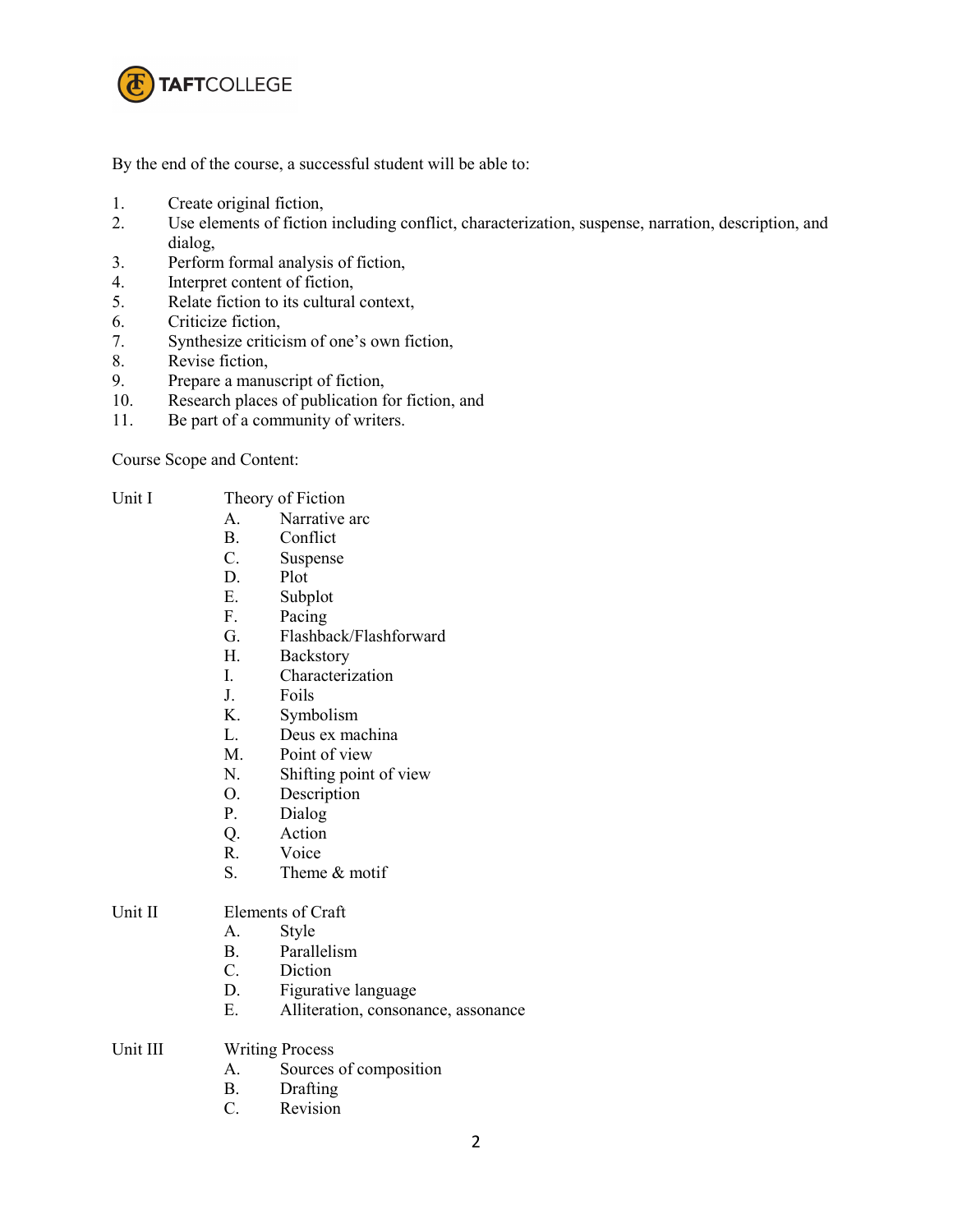By the end of the course, a successful student will be able to:

1. Create original fiction,
2. Use elements of fiction including conflict, characterization, suspense, narration, description, and dialog,
3. Perform formal analysis of fiction,
4. Interpret content of fiction,
5. Relate fiction to its cultural context,
6. Criticize fiction,
7. Synthesize criticism of one's own fiction,
8. Revise fiction,
9. Prepare a manuscript of fiction,
10. Research places of publication for fiction, and
11. Be part of a community of writers.

Course Scope and Content:

Unit I Theory of Fiction

- A. Narrative arc
- B. Conflict
- C. Suspense
- D. Plot
- E. Subplot
- F. Pacing
- G. Flashback/Flashforward
- H. Backstory
- I. Characterization
- J. Foils
- K. Symbolism
- L. Deus ex machina
- M. Point of view
- N. Shifting point of view
- O. Description
- P. Dialog
- Q. Action
- R. Voice
- S. Theme & motif

Unit II Elements of Craft

- A. Style
- B. Parallelism
- C. Diction
- D. Figurative language
- E. Alliteration, consonance, assonance

Unit III Writing Process

- A. Sources of composition
- B. Drafting
- C. Revision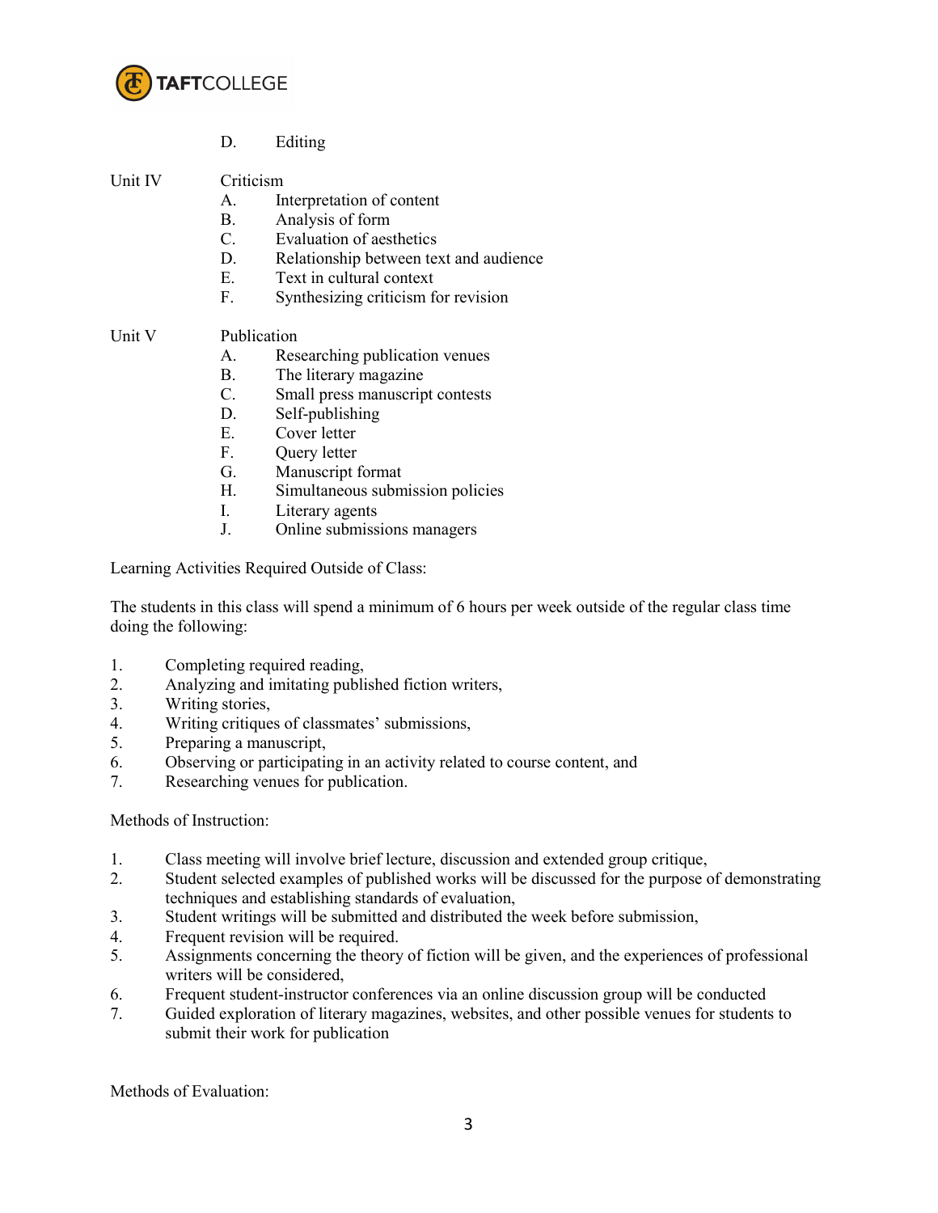D. Editing

Unit IV Criticism

A. Interpretation of content
B. Analysis of form
C. Evaluation of aesthetics
D. Relationship between text and audience
E. Text in cultural context
F. Synthesizing criticism for revision

Unit V Publication

A. Researching publication venues
B. The literary magazine
C. Small press manuscript contests
D. Self-publishing
E. Cover letter
F. Query letter
G. Manuscript format
H. Simultaneous submission policies
I. Literary agents
J. Online submissions managers

Learning Activities Required Outside of Class:

The students in this class will spend a minimum of 6 hours per week outside of the regular class time doing the following:

1. Completing required reading,
2. Analyzing and imitating published fiction writers,
3. Writing stories,
4. Writing critiques of classmates' submissions,
5. Preparing a manuscript,
6. Observing or participating in an activity related to course content, and
7. Researching venues for publication.

Methods of Instruction:

1. Class meeting will involve brief lecture, discussion and extended group critique,
2. Student selected examples of published works will be discussed for the purpose of demonstrating techniques and establishing standards of evaluation,
3. Student writings will be submitted and distributed the week before submission,
4. Frequent revision will be required.
5. Assignments concerning the theory of fiction will be given, and the experiences of professional writers will be considered,
6. Frequent student-instructor conferences via an online discussion group will be conducted
7. Guided exploration of literary magazines, websites, and other possible venues for students to submit their work for publication

Methods of Evaluation: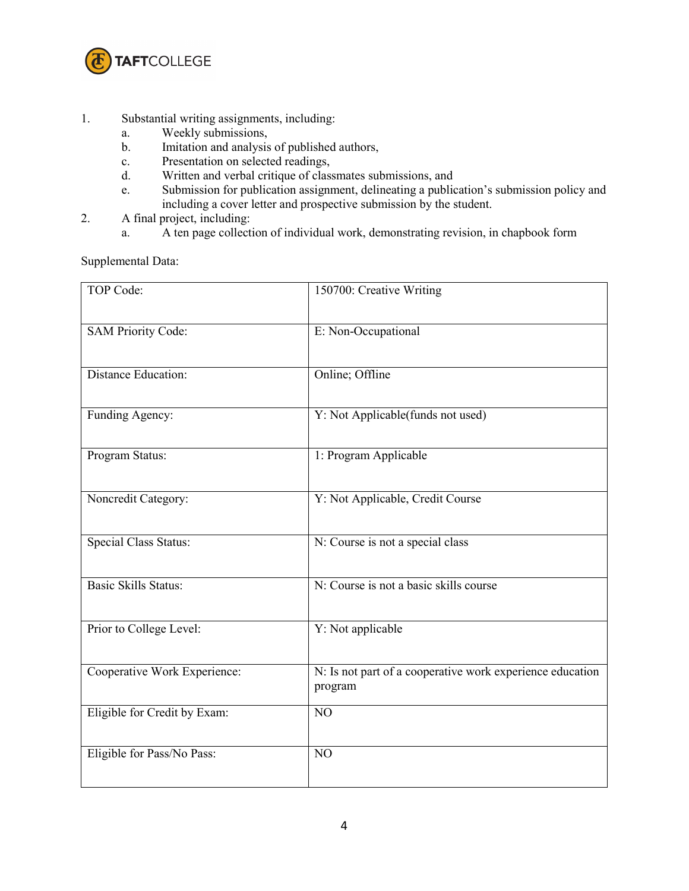1. Substantial writing assignments, including:
   a. Weekly submissions,
   b. Imitation and analysis of published authors,
   c. Presentation on selected readings,
   d. Written and verbal critique of classmates submissions, and
   e. Submission for publication assignment, delineating a publication's submission policy and including a cover letter and prospective submission by the student.
2. A final project, including:
   a. A ten page collection of individual work, demonstrating revision, in chapbook form

Supplemental Data:

| | |
|---|---|
| TOP Code: | 150700: Creative Writing |
| SAM Priority Code: | E: Non-Occupational |
| Distance Education: | Online; Offline |
| Funding Agency: | Y: Not Applicable(funds not used) |
| Program Status: | 1: Program Applicable |
| Noncredit Category: | Y: Not Applicable, Credit Course |
| Special Class Status: | N: Course is not a special class |
| Basic Skills Status: | N: Course is not a basic skills course |
| Prior to College Level: | Y: Not applicable |
| Cooperative Work Experience: | N: Is not part of a cooperative work experience education program |
| Eligible for Credit by Exam: | NO |
| Eligible for Pass/No Pass: | NO |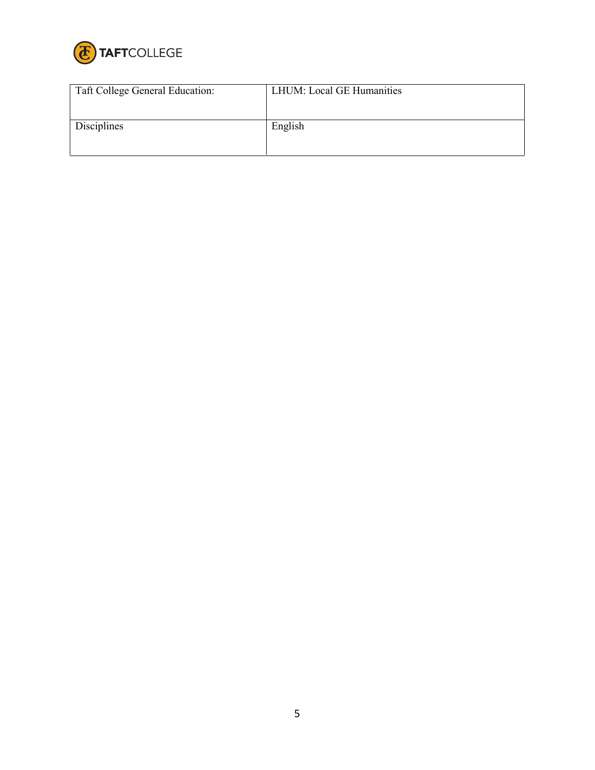| | |
|---|---|
| Taft College General Education: | LHUM: Local GE Humanities |
| Disciplines | English |